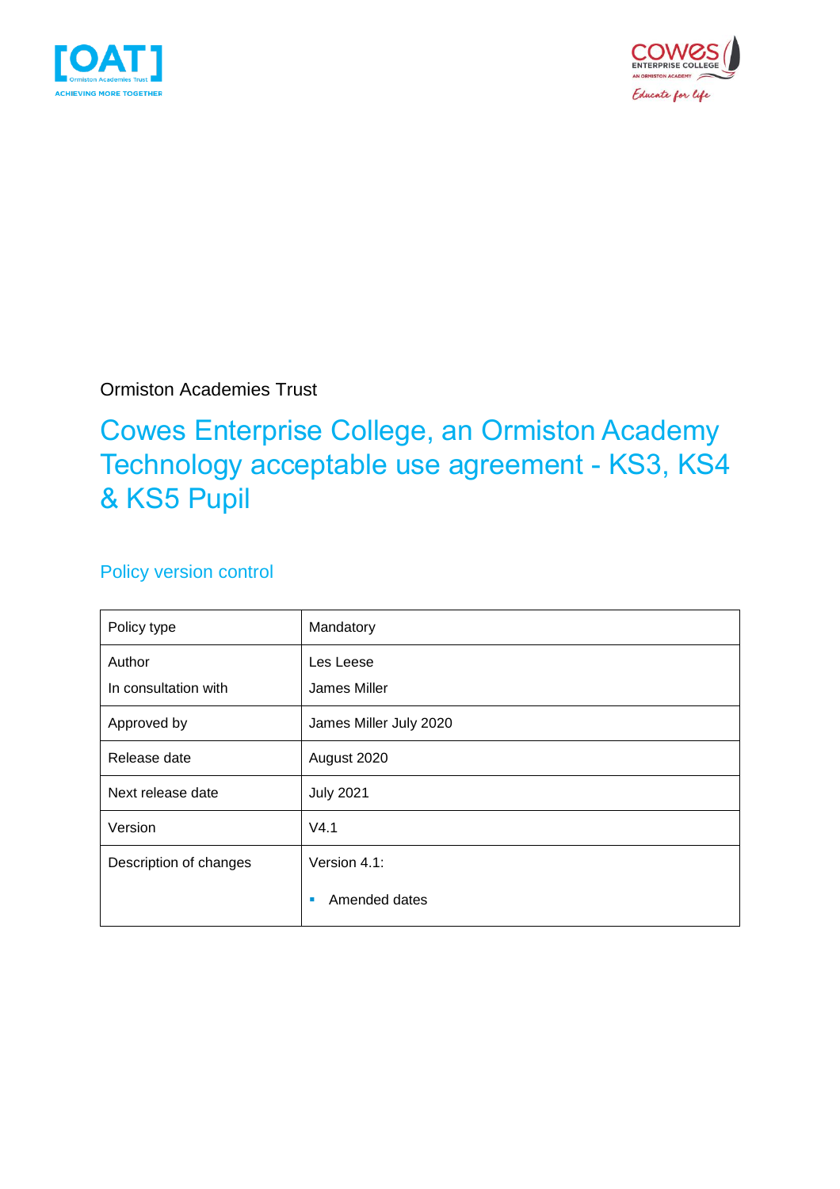Ormiston Academies Trust

# Cowes Enterprise College, an Ormiston Academy Technology acceptable use agreement - KS3, KS4 & KS5 Pupil

## Policy version control

| | |
|---|---|
| Policy type | Mandatory |
| Author<br>In consultation with | Les Leese<br>James Miller |
| Approved by | James Miller July 2020 |
| Release date | August 2020 |
| Next release date | July 2021 |
| Version | V4.1 |
| Description of changes | Version 4.1:<br>▪ Amended dates |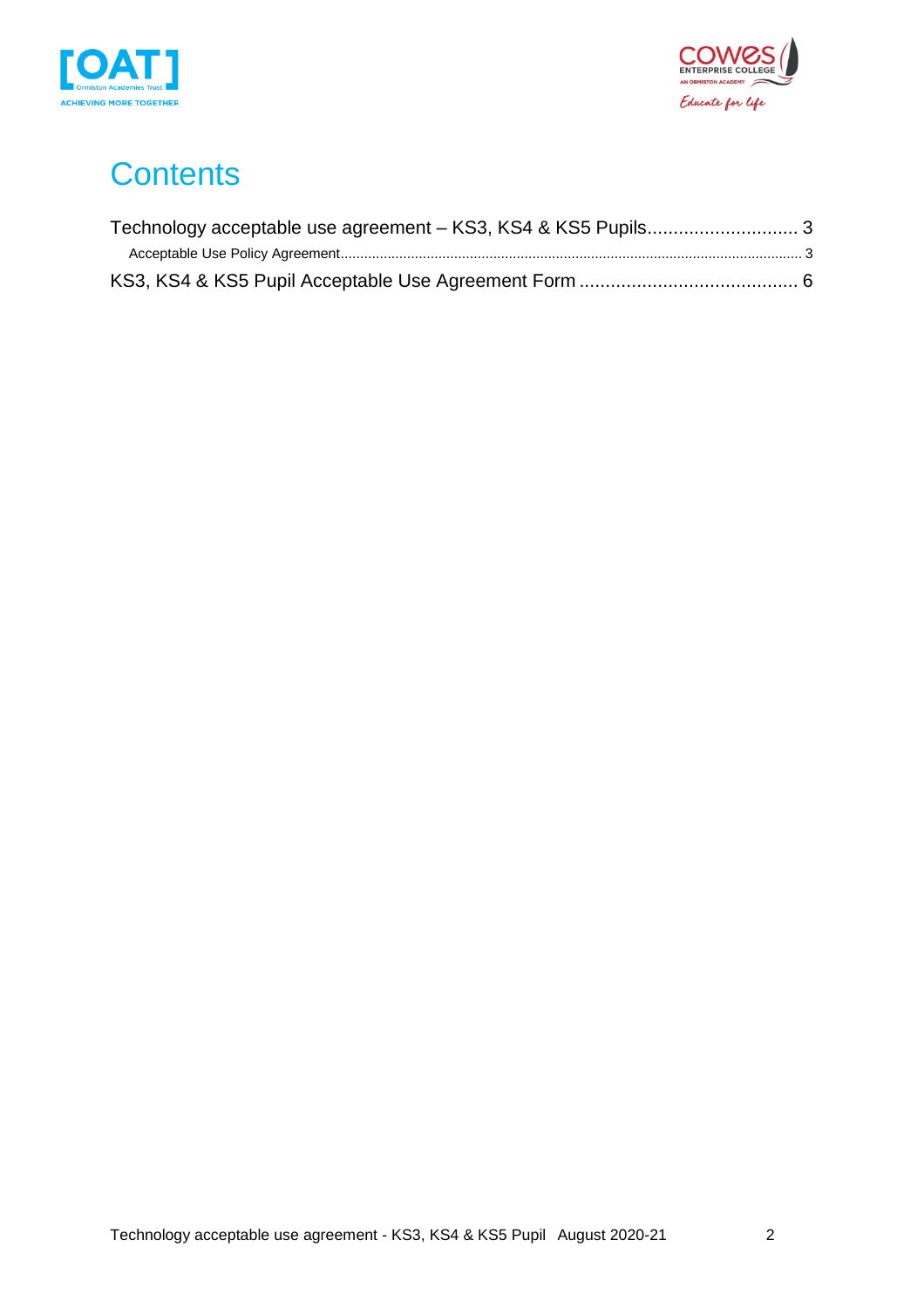# Contents

Technology acceptable use agreement – KS3, KS4 & KS5 Pupils ............................ 3

Acceptable Use Policy Agreement ........................................................................ 3

KS3, KS4 & KS5 Pupil Acceptable Use Agreement Form ......................................... 6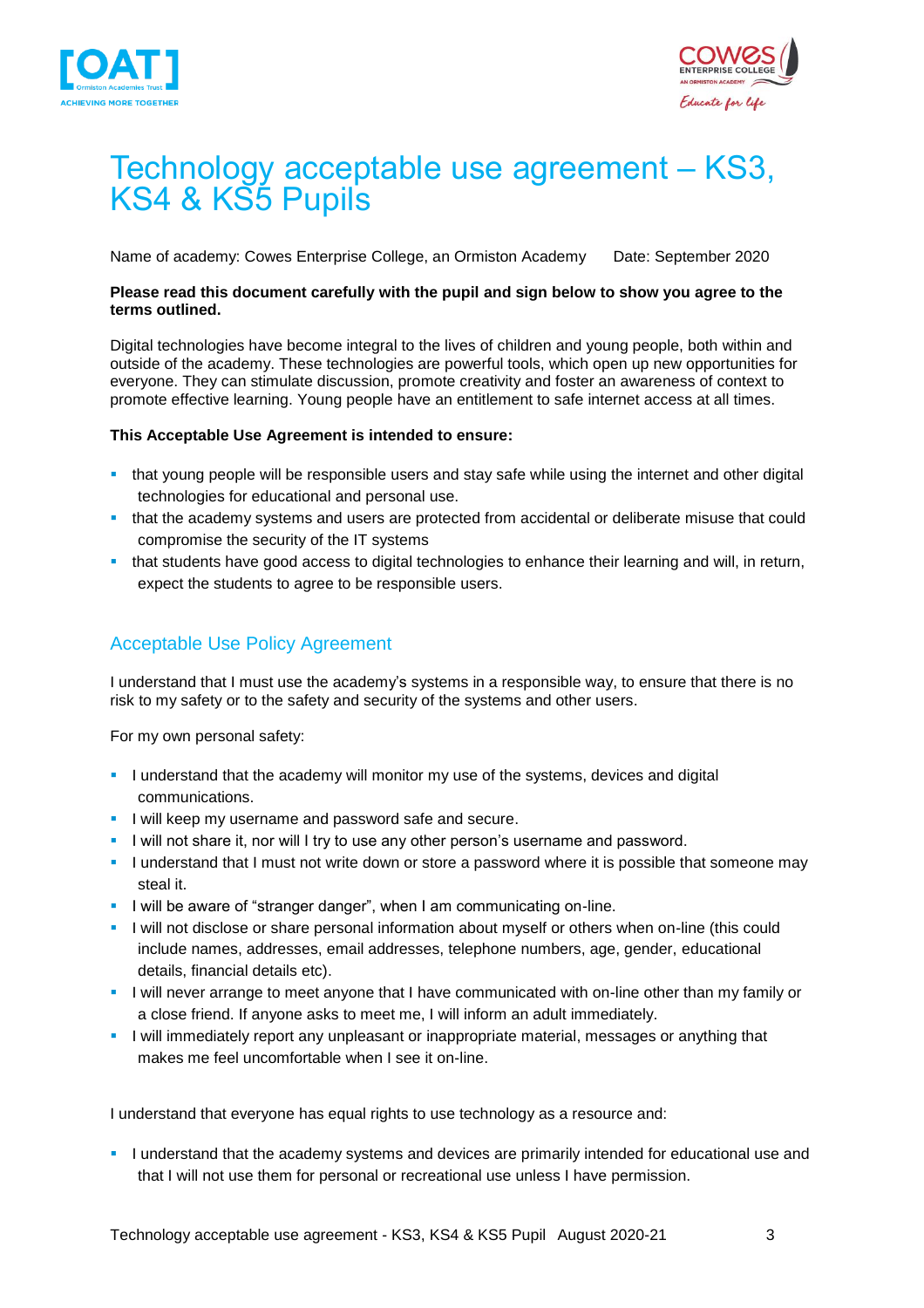# Technology acceptable use agreement – KS3, KS4 & KS5 Pupils

Name of academy: Cowes Enterprise College, an Ormiston Academy     Date: September 2020

**Please read this document carefully with the pupil and sign below to show you agree to the terms outlined.**

Digital technologies have become integral to the lives of children and young people, both within and outside of the academy. These technologies are powerful tools, which open up new opportunities for everyone. They can stimulate discussion, promote creativity and foster an awareness of context to promote effective learning. Young people have an entitlement to safe internet access at all times.

**This Acceptable Use Agreement is intended to ensure:**

- that young people will be responsible users and stay safe while using the internet and other digital technologies for educational and personal use.
- that the academy systems and users are protected from accidental or deliberate misuse that could compromise the security of the IT systems
- that students have good access to digital technologies to enhance their learning and will, in return, expect the students to agree to be responsible users.

## Acceptable Use Policy Agreement

I understand that I must use the academy's systems in a responsible way, to ensure that there is no risk to my safety or to the safety and security of the systems and other users.

For my own personal safety:

- I understand that the academy will monitor my use of the systems, devices and digital communications.
- I will keep my username and password safe and secure.
- I will not share it, nor will I try to use any other person's username and password.
- I understand that I must not write down or store a password where it is possible that someone may steal it.
- I will be aware of "stranger danger", when I am communicating on-line.
- I will not disclose or share personal information about myself or others when on-line (this could include names, addresses, email addresses, telephone numbers, age, gender, educational details, financial details etc).
- I will never arrange to meet anyone that I have communicated with on-line other than my family or a close friend. If anyone asks to meet me, I will inform an adult immediately.
- I will immediately report any unpleasant or inappropriate material, messages or anything that makes me feel uncomfortable when I see it on-line.

I understand that everyone has equal rights to use technology as a resource and:

- I understand that the academy systems and devices are primarily intended for educational use and that I will not use them for personal or recreational use unless I have permission.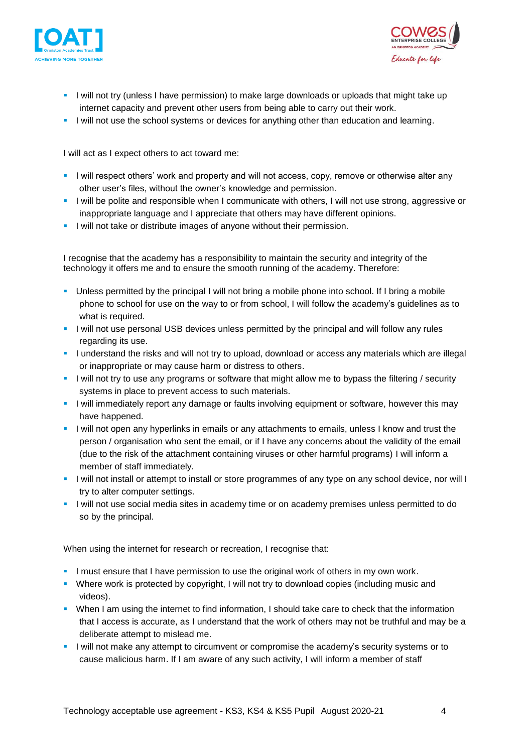- I will not try (unless I have permission) to make large downloads or uploads that might take up internet capacity and prevent other users from being able to carry out their work.
- I will not use the school systems or devices for anything other than education and learning.

I will act as I expect others to act toward me:

- I will respect others' work and property and will not access, copy, remove or otherwise alter any other user's files, without the owner's knowledge and permission.
- I will be polite and responsible when I communicate with others, I will not use strong, aggressive or inappropriate language and I appreciate that others may have different opinions.
- I will not take or distribute images of anyone without their permission.

I recognise that the academy has a responsibility to maintain the security and integrity of the technology it offers me and to ensure the smooth running of the academy. Therefore:

- Unless permitted by the principal I will not bring a mobile phone into school. If I bring a mobile phone to school for use on the way to or from school, I will follow the academy's guidelines as to what is required.
- I will not use personal USB devices unless permitted by the principal and will follow any rules regarding its use.
- I understand the risks and will not try to upload, download or access any materials which are illegal or inappropriate or may cause harm or distress to others.
- I will not try to use any programs or software that might allow me to bypass the filtering / security systems in place to prevent access to such materials.
- I will immediately report any damage or faults involving equipment or software, however this may have happened.
- I will not open any hyperlinks in emails or any attachments to emails, unless I know and trust the person / organisation who sent the email, or if I have any concerns about the validity of the email (due to the risk of the attachment containing viruses or other harmful programs) I will inform a member of staff immediately.
- I will not install or attempt to install or store programmes of any type on any school device, nor will I try to alter computer settings.
- I will not use social media sites in academy time or on academy premises unless permitted to do so by the principal.

When using the internet for research or recreation, I recognise that:

- I must ensure that I have permission to use the original work of others in my own work.
- Where work is protected by copyright, I will not try to download copies (including music and videos).
- When I am using the internet to find information, I should take care to check that the information that I access is accurate, as I understand that the work of others may not be truthful and may be a deliberate attempt to mislead me.
- I will not make any attempt to circumvent or compromise the academy's security systems or to cause malicious harm. If I am aware of any such activity, I will inform a member of staff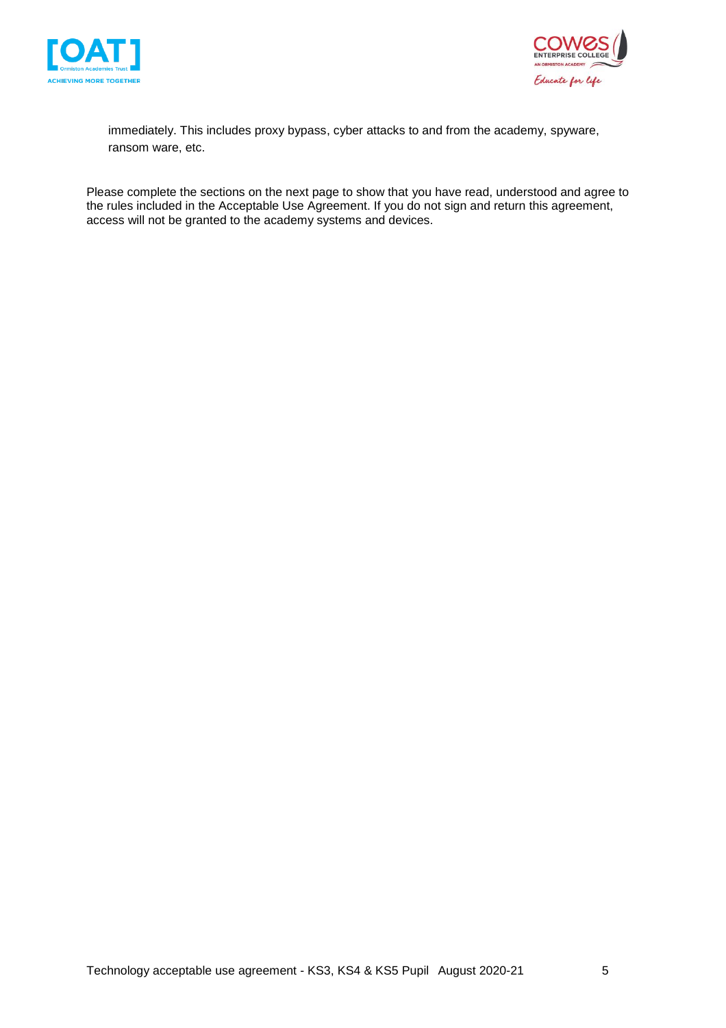immediately. This includes proxy bypass, cyber attacks to and from the academy, spyware, ransom ware, etc.

Please complete the sections on the next page to show that you have read, understood and agree to the rules included in the Acceptable Use Agreement. If you do not sign and return this agreement, access will not be granted to the academy systems and devices.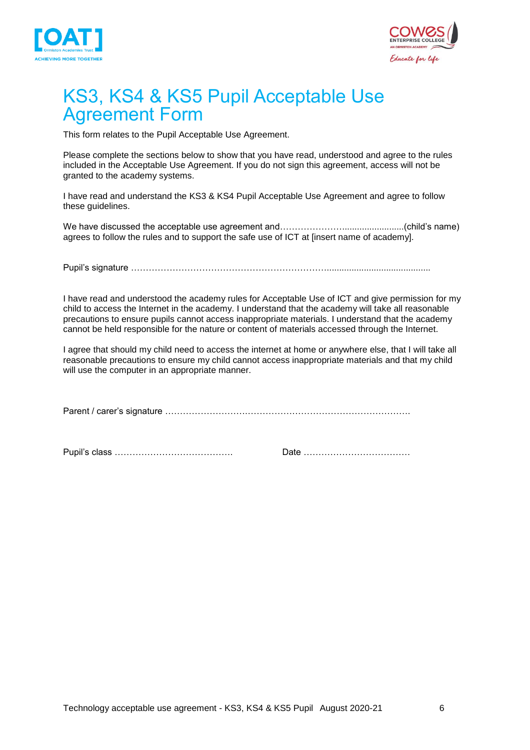# KS3, KS4 & KS5 Pupil Acceptable Use Agreement Form

This form relates to the Pupil Acceptable Use Agreement.

Please complete the sections below to show that you have read, understood and agree to the rules included in the Acceptable Use Agreement. If you do not sign this agreement, access will not be granted to the academy systems.

I have read and understand the KS3 & KS4 Pupil Acceptable Use Agreement and agree to follow these guidelines.

We have discussed the acceptable use agreement and………………….........................(child's name) agrees to follow the rules and to support the safe use of ICT at [insert name of academy].

Pupil's signature ………………………………………………………..........................................

I have read and understood the academy rules for Acceptable Use of ICT and give permission for my child to access the Internet in the academy. I understand that the academy will take all reasonable precautions to ensure pupils cannot access inappropriate materials. I understand that the academy cannot be held responsible for the nature or content of materials accessed through the Internet.

I agree that should my child need to access the internet at home or anywhere else, that I will take all reasonable precautions to ensure my child cannot access inappropriate materials and that my child will use the computer in an appropriate manner.

Parent / carer's signature ………………………………………………………………………….

Pupil's class …………………………………. Date ………………………………